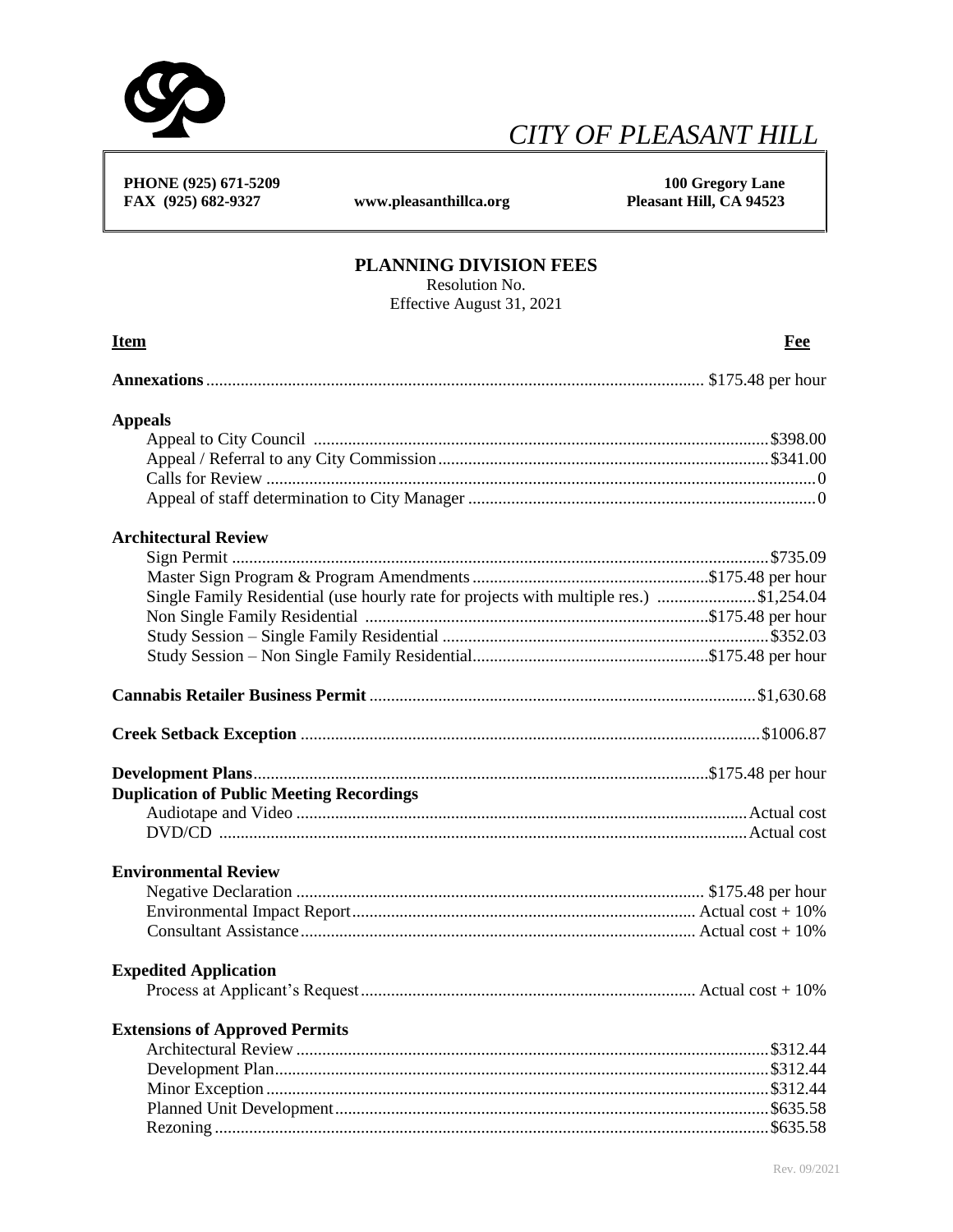# CITY OF PLEASANT HILL

**PHONE (925) 671-5209**
**FAX (925) 682-9327**

**www.pleasanthillca.org**

**100 Gregory Lane**
**Pleasant Hill, CA 94523**

## PLANNING DIVISION FEES

Resolution No.
Effective August 31, 2021

| **Item** | **Fee** |
|---|---|
| **Annexations** | $175.48 per hour |
| **Appeals** | |
| Appeal to City Council | $398.00 |
| Appeal / Referral to any City Commission | $341.00 |
| Calls for Review | 0 |
| Appeal of staff determination to City Manager | 0 |
| **Architectural Review** | |
| Sign Permit | $735.09 |
| Master Sign Program & Program Amendments | $175.48 per hour |
| Single Family Residential (use hourly rate for projects with multiple res.) | $1,254.04 |
| Non Single Family Residential | $175.48 per hour |
| Study Session – Single Family Residential | $352.03 |
| Study Session – Non Single Family Residential | $175.48 per hour |
| **Cannabis Retailer Business Permit** | $1,630.68 |
| **Creek Setback Exception** | $1006.87 |
| **Development Plans** | $175.48 per hour |
| **Duplication of Public Meeting Recordings** | |
| Audiotape and Video | Actual cost |
| DVD/CD | Actual cost |
| **Environmental Review** | |
| Negative Declaration | $175.48 per hour |
| Environmental Impact Report | Actual cost + 10% |
| Consultant Assistance | Actual cost + 10% |
| **Expedited Application** | |
| Process at Applicant's Request | Actual cost + 10% |
| **Extensions of Approved Permits** | |
| Architectural Review | $312.44 |
| Development Plan | $312.44 |
| Minor Exception | $312.44 |
| Planned Unit Development | $635.58 |
| Rezoning | $635.58 |

Rev. 09/2021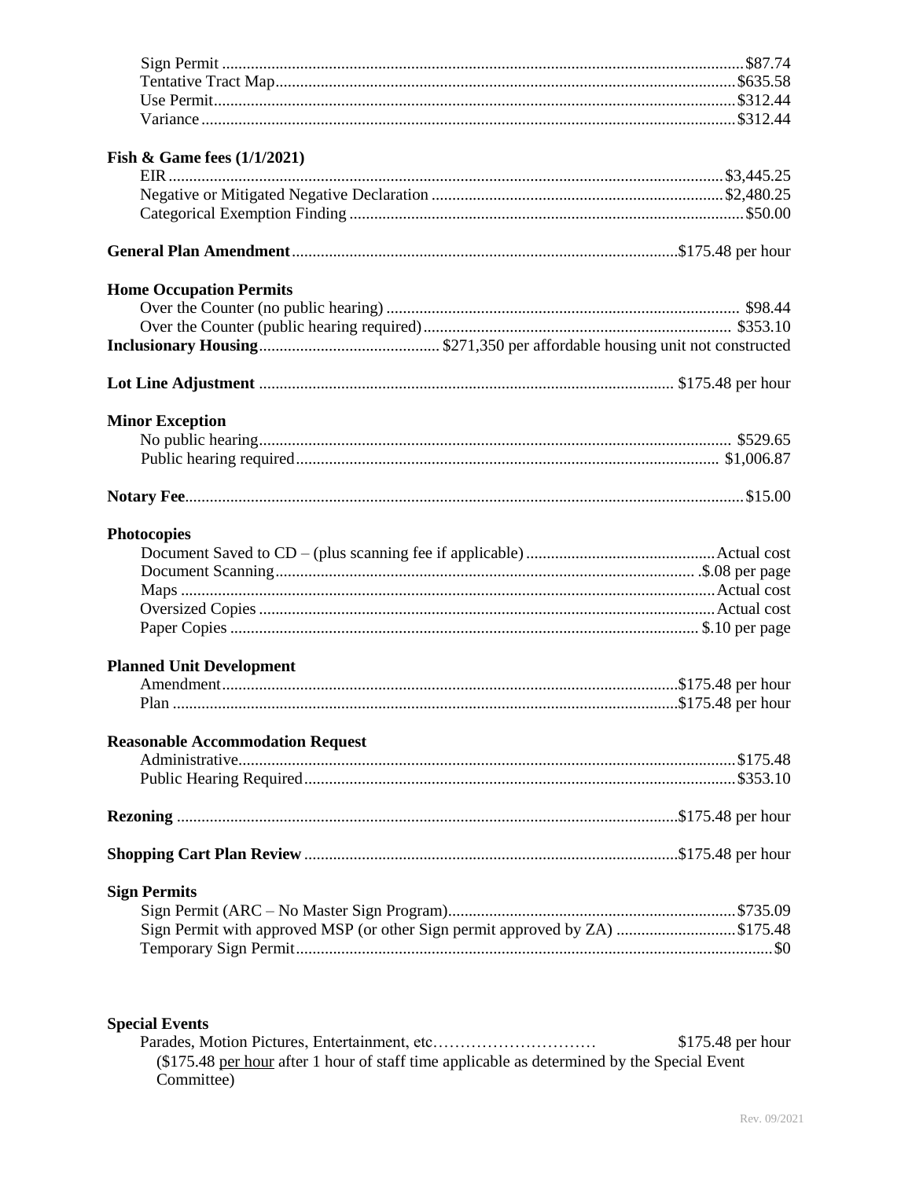| | |
|---|---|
| Sign Permit | $87.74 |
| Tentative Tract Map | $635.58 |
| Use Permit | $312.44 |
| Variance | $312.44 |

**Fish & Game fees (1/1/2021)**

| | |
|---|---|
| EIR | $3,445.25 |
| Negative or Mitigated Negative Declaration | $2,480.25 |
| Categorical Exemption Finding | $50.00 |

**General Plan Amendment** ............ $175.48 per hour

**Home Occupation Permits**

| | |
|---|---|
| Over the Counter (no public hearing) | $98.44 |
| Over the Counter (public hearing required) | $353.10 |

**Inclusionary Housing** ............ $271,350 per affordable housing unit not constructed

**Lot Line Adjustment** ............ $175.48 per hour

**Minor Exception**

| | |
|---|---|
| No public hearing | $529.65 |
| Public hearing required | $1,006.87 |

**Notary Fee** ............ $15.00

**Photocopies**

| | |
|---|---|
| Document Saved to CD – (plus scanning fee if applicable) | Actual cost |
| Document Scanning | $.08 per page |
| Maps | Actual cost |
| Oversized Copies | Actual cost |
| Paper Copies | $.10 per page |

**Planned Unit Development**

| | |
|---|---|
| Amendment | $175.48 per hour |
| Plan | $175.48 per hour |

**Reasonable Accommodation Request**

| | |
|---|---|
| Administrative | $175.48 |
| Public Hearing Required | $353.10 |

**Rezoning** ............ $175.48 per hour

**Shopping Cart Plan Review** ............ $175.48 per hour

**Sign Permits**

| | |
|---|---|
| Sign Permit (ARC – No Master Sign Program) | $735.09 |
| Sign Permit with approved MSP (or other Sign permit approved by ZA) | $175.48 |
| Temporary Sign Permit | $0 |

**Special Events**

Parades, Motion Pictures, Entertainment, etc............ $175.48 per hour

($175.48 per hour after 1 hour of staff time applicable as determined by the Special Event Committee)

Rev. 09/2021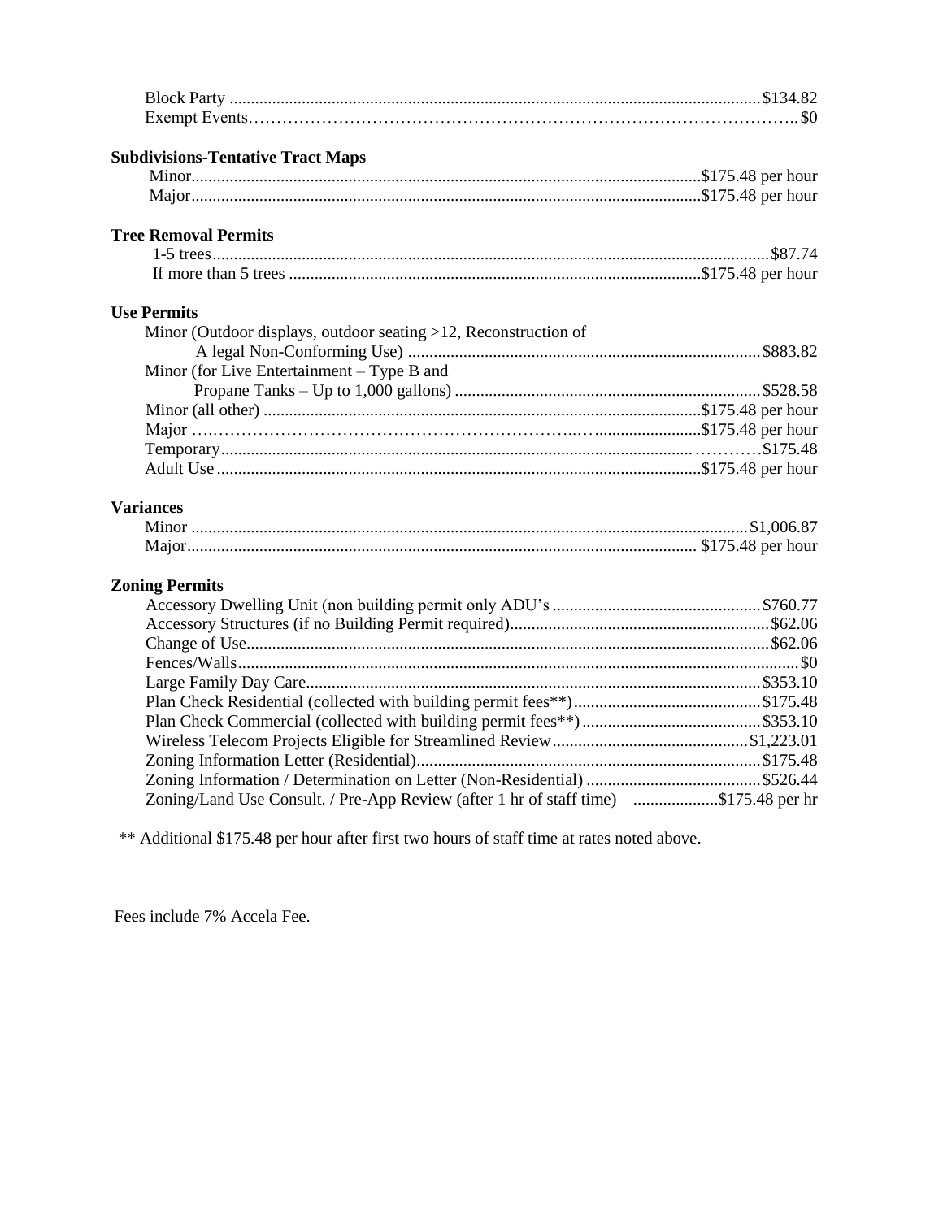| | |
|---|---|
| Block Party | $134.82 |
| Exempt Events | $0 |

**Subdivisions-Tentative Tract Maps**

| | |
|---|---|
| Minor | $175.48 per hour |
| Major | $175.48 per hour |

**Tree Removal Permits**

| | |
|---|---|
| 1-5 trees | $87.74 |
| If more than 5 trees | $175.48 per hour |

**Use Permits**

| | |
|---|---|
| Minor (Outdoor displays, outdoor seating >12, Reconstruction of A legal Non-Conforming Use) | $883.82 |
| Minor (for Live Entertainment – Type B and Propane Tanks – Up to 1,000 gallons) | $528.58 |
| Minor (all other) | $175.48 per hour |
| Major | $175.48 per hour |
| Temporary | $175.48 |
| Adult Use | $175.48 per hour |

**Variances**

| | |
|---|---|
| Minor | $1,006.87 |
| Major | $175.48 per hour |

**Zoning Permits**

| | |
|---|---|
| Accessory Dwelling Unit (non building permit only ADU's | $760.77 |
| Accessory Structures (if no Building Permit required) | $62.06 |
| Change of Use | $62.06 |
| Fences/Walls | $0 |
| Large Family Day Care | $353.10 |
| Plan Check Residential (collected with building permit fees**) | $175.48 |
| Plan Check Commercial (collected with building permit fees**) | $353.10 |
| Wireless Telecom Projects Eligible for Streamlined Review | $1,223.01 |
| Zoning Information Letter (Residential) | $175.48 |
| Zoning Information / Determination on Letter (Non-Residential) | $526.44 |
| Zoning/Land Use Consult. / Pre-App Review (after 1 hr of staff time) | $175.48 per hr |

** Additional $175.48 per hour after first two hours of staff time at rates noted above.

Fees include 7% Accela Fee.